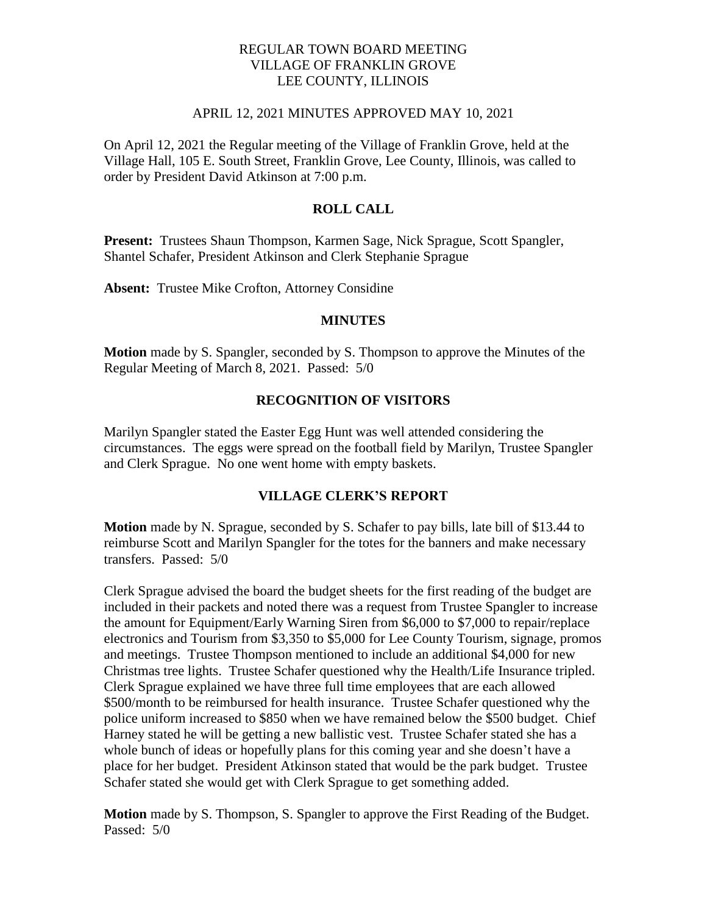# REGULAR TOWN BOARD MEETING
# VILLAGE OF FRANKLIN GROVE
# LEE COUNTY, ILLINOIS

APRIL 12, 2021 MINUTES APPROVED MAY 10, 2021

On April 12, 2021 the Regular meeting of the Village of Franklin Grove, held at the Village Hall, 105 E. South Street, Franklin Grove, Lee County, Illinois, was called to order by President David Atkinson at 7:00 p.m.

## ROLL CALL

**Present:** Trustees Shaun Thompson, Karmen Sage, Nick Sprague, Scott Spangler, Shantel Schafer, President Atkinson and Clerk Stephanie Sprague

**Absent:** Trustee Mike Crofton, Attorney Considine

## MINUTES

**Motion** made by S. Spangler, seconded by S. Thompson to approve the Minutes of the Regular Meeting of March 8, 2021. Passed: 5/0

## RECOGNITION OF VISITORS

Marilyn Spangler stated the Easter Egg Hunt was well attended considering the circumstances. The eggs were spread on the football field by Marilyn, Trustee Spangler and Clerk Sprague. No one went home with empty baskets.

## VILLAGE CLERK'S REPORT

**Motion** made by N. Sprague, seconded by S. Schafer to pay bills, late bill of $13.44 to reimburse Scott and Marilyn Spangler for the totes for the banners and make necessary transfers. Passed: 5/0

Clerk Sprague advised the board the budget sheets for the first reading of the budget are included in their packets and noted there was a request from Trustee Spangler to increase the amount for Equipment/Early Warning Siren from $6,000 to $7,000 to repair/replace electronics and Tourism from $3,350 to $5,000 for Lee County Tourism, signage, promos and meetings. Trustee Thompson mentioned to include an additional $4,000 for new Christmas tree lights. Trustee Schafer questioned why the Health/Life Insurance tripled. Clerk Sprague explained we have three full time employees that are each allowed $500/month to be reimbursed for health insurance. Trustee Schafer questioned why the police uniform increased to $850 when we have remained below the $500 budget. Chief Harney stated he will be getting a new ballistic vest. Trustee Schafer stated she has a whole bunch of ideas or hopefully plans for this coming year and she doesn't have a place for her budget. President Atkinson stated that would be the park budget. Trustee Schafer stated she would get with Clerk Sprague to get something added.

**Motion** made by S. Thompson, S. Spangler to approve the First Reading of the Budget. Passed: 5/0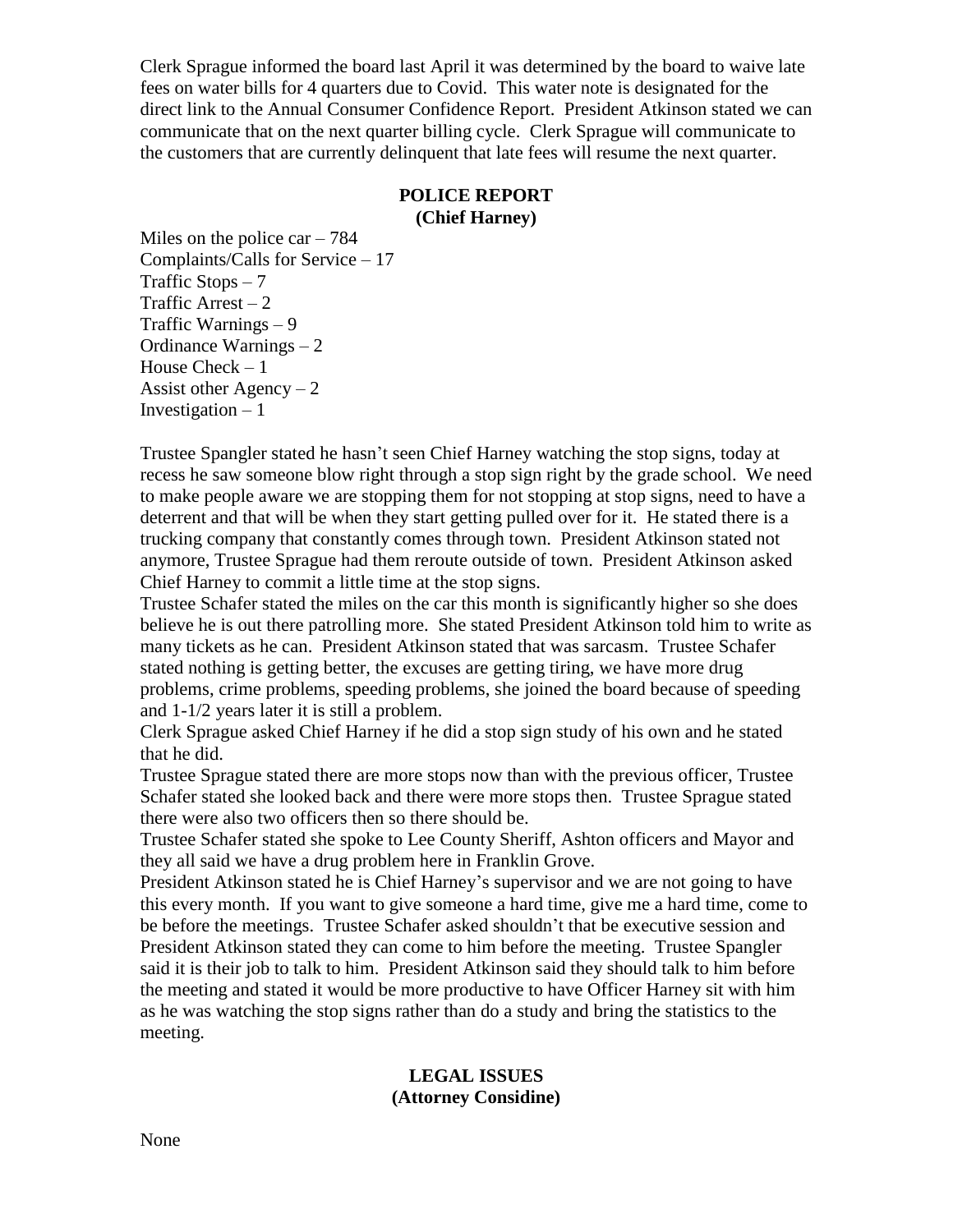Clerk Sprague informed the board last April it was determined by the board to waive late fees on water bills for 4 quarters due to Covid. This water note is designated for the direct link to the Annual Consumer Confidence Report. President Atkinson stated we can communicate that on the next quarter billing cycle. Clerk Sprague will communicate to the customers that are currently delinquent that late fees will resume the next quarter.

## POLICE REPORT
### (Chief Harney)

Miles on the police car – 784
Complaints/Calls for Service – 17
Traffic Stops – 7
Traffic Arrest – 2
Traffic Warnings – 9
Ordinance Warnings – 2
House Check – 1
Assist other Agency – 2
Investigation – 1

Trustee Spangler stated he hasn't seen Chief Harney watching the stop signs, today at recess he saw someone blow right through a stop sign right by the grade school. We need to make people aware we are stopping them for not stopping at stop signs, need to have a deterrent and that will be when they start getting pulled over for it. He stated there is a trucking company that constantly comes through town. President Atkinson stated not anymore, Trustee Sprague had them reroute outside of town. President Atkinson asked Chief Harney to commit a little time at the stop signs.

Trustee Schafer stated the miles on the car this month is significantly higher so she does believe he is out there patrolling more. She stated President Atkinson told him to write as many tickets as he can. President Atkinson stated that was sarcasm. Trustee Schafer stated nothing is getting better, the excuses are getting tiring, we have more drug problems, crime problems, speeding problems, she joined the board because of speeding and 1-1/2 years later it is still a problem.

Clerk Sprague asked Chief Harney if he did a stop sign study of his own and he stated that he did.

Trustee Sprague stated there are more stops now than with the previous officer, Trustee Schafer stated she looked back and there were more stops then. Trustee Sprague stated there were also two officers then so there should be.

Trustee Schafer stated she spoke to Lee County Sheriff, Ashton officers and Mayor and they all said we have a drug problem here in Franklin Grove.

President Atkinson stated he is Chief Harney's supervisor and we are not going to have this every month. If you want to give someone a hard time, give me a hard time, come to be before the meetings. Trustee Schafer asked shouldn't that be executive session and President Atkinson stated they can come to him before the meeting. Trustee Spangler said it is their job to talk to him. President Atkinson said they should talk to him before the meeting and stated it would be more productive to have Officer Harney sit with him as he was watching the stop signs rather than do a study and bring the statistics to the meeting.

## LEGAL ISSUES
### (Attorney Considine)

None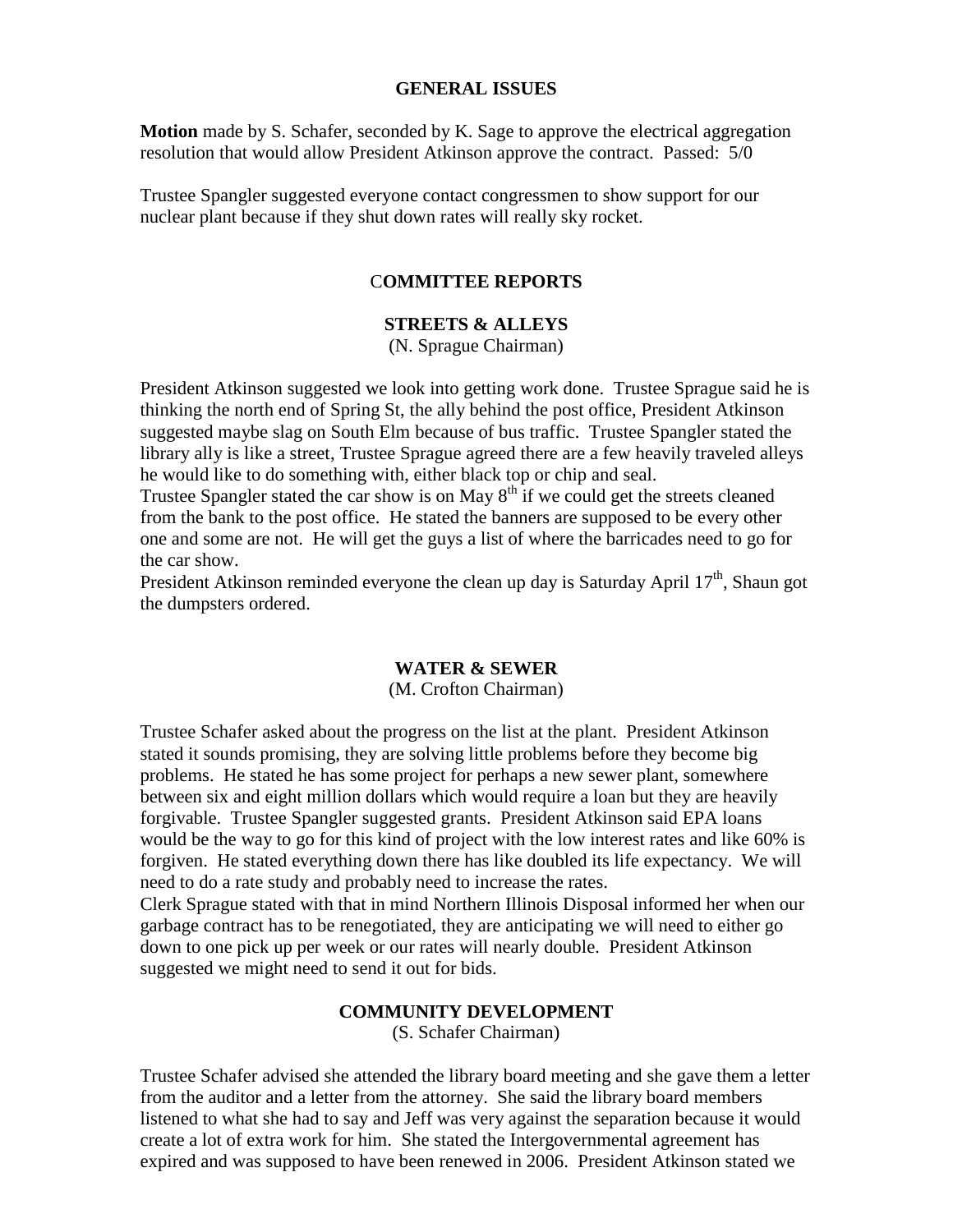## GENERAL ISSUES

**Motion** made by S. Schafer, seconded by K. Sage to approve the electrical aggregation resolution that would allow President Atkinson approve the contract. Passed: 5/0

Trustee Spangler suggested everyone contact congressmen to show support for our nuclear plant because if they shut down rates will really sky rocket.

## COMMITTEE REPORTS

### STREETS & ALLEYS

(N. Sprague Chairman)

President Atkinson suggested we look into getting work done. Trustee Sprague said he is thinking the north end of Spring St, the ally behind the post office, President Atkinson suggested maybe slag on South Elm because of bus traffic. Trustee Spangler stated the library ally is like a street, Trustee Sprague agreed there are a few heavily traveled alleys he would like to do something with, either black top or chip and seal.
Trustee Spangler stated the car show is on May 8th if we could get the streets cleaned from the bank to the post office. He stated the banners are supposed to be every other one and some are not. He will get the guys a list of where the barricades need to go for the car show.
President Atkinson reminded everyone the clean up day is Saturday April 17th, Shaun got the dumpsters ordered.

### WATER & SEWER

(M. Crofton Chairman)

Trustee Schafer asked about the progress on the list at the plant. President Atkinson stated it sounds promising, they are solving little problems before they become big problems. He stated he has some project for perhaps a new sewer plant, somewhere between six and eight million dollars which would require a loan but they are heavily forgivable. Trustee Spangler suggested grants. President Atkinson said EPA loans would be the way to go for this kind of project with the low interest rates and like 60% is forgiven. He stated everything down there has like doubled its life expectancy. We will need to do a rate study and probably need to increase the rates.
Clerk Sprague stated with that in mind Northern Illinois Disposal informed her when our garbage contract has to be renegotiated, they are anticipating we will need to either go down to one pick up per week or our rates will nearly double. President Atkinson suggested we might need to send it out for bids.

### COMMUNITY DEVELOPMENT

(S. Schafer Chairman)

Trustee Schafer advised she attended the library board meeting and she gave them a letter from the auditor and a letter from the attorney. She said the library board members listened to what she had to say and Jeff was very against the separation because it would create a lot of extra work for him. She stated the Intergovernmental agreement has expired and was supposed to have been renewed in 2006. President Atkinson stated we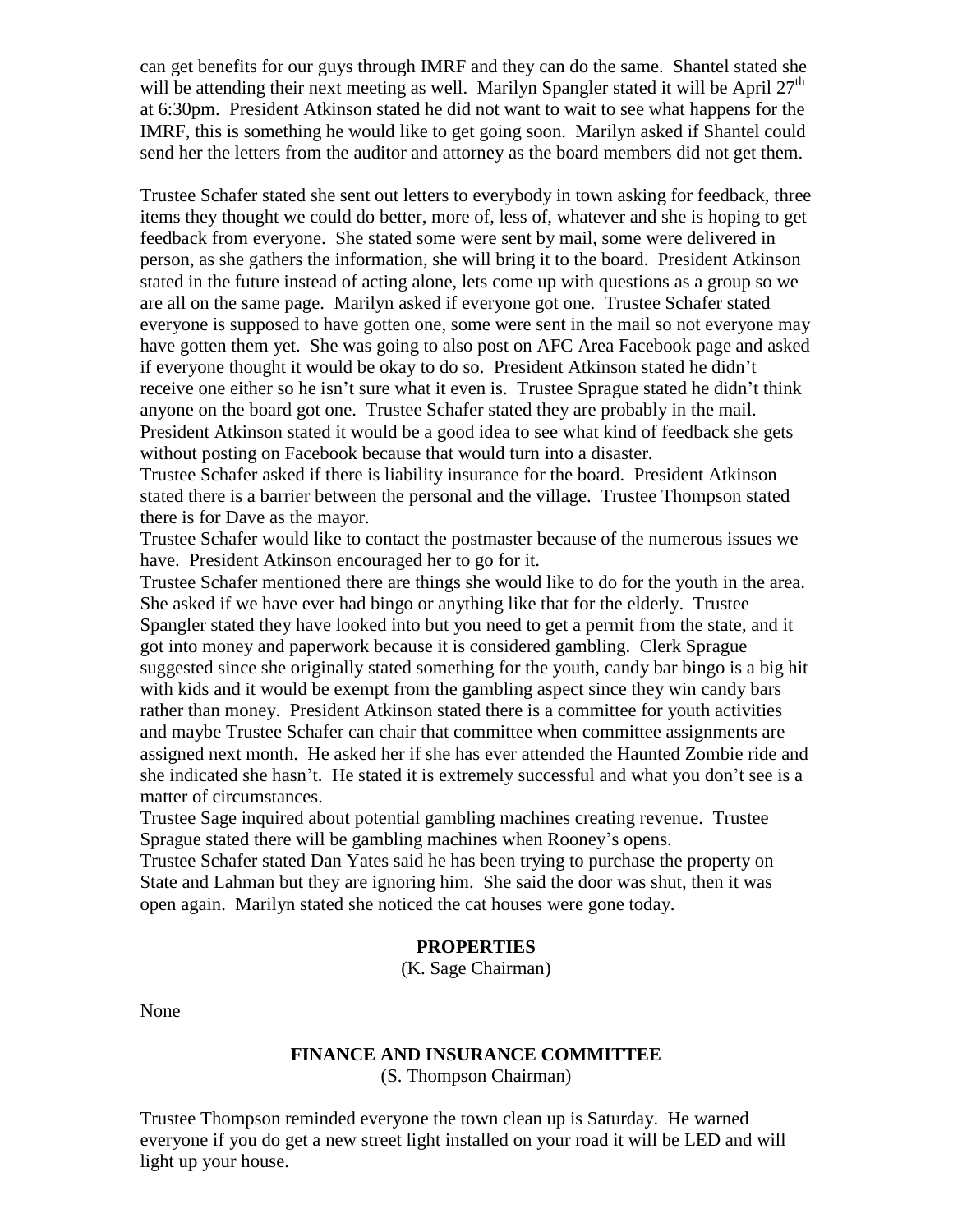can get benefits for our guys through IMRF and they can do the same. Shantel stated she will be attending their next meeting as well. Marilyn Spangler stated it will be April 27th at 6:30pm. President Atkinson stated he did not want to wait to see what happens for the IMRF, this is something he would like to get going soon. Marilyn asked if Shantel could send her the letters from the auditor and attorney as the board members did not get them.

Trustee Schafer stated she sent out letters to everybody in town asking for feedback, three items they thought we could do better, more of, less of, whatever and she is hoping to get feedback from everyone. She stated some were sent by mail, some were delivered in person, as she gathers the information, she will bring it to the board. President Atkinson stated in the future instead of acting alone, lets come up with questions as a group so we are all on the same page. Marilyn asked if everyone got one. Trustee Schafer stated everyone is supposed to have gotten one, some were sent in the mail so not everyone may have gotten them yet. She was going to also post on AFC Area Facebook page and asked if everyone thought it would be okay to do so. President Atkinson stated he didn't receive one either so he isn't sure what it even is. Trustee Sprague stated he didn't think anyone on the board got one. Trustee Schafer stated they are probably in the mail. President Atkinson stated it would be a good idea to see what kind of feedback she gets without posting on Facebook because that would turn into a disaster.
Trustee Schafer asked if there is liability insurance for the board. President Atkinson stated there is a barrier between the personal and the village. Trustee Thompson stated there is for Dave as the mayor.
Trustee Schafer would like to contact the postmaster because of the numerous issues we have. President Atkinson encouraged her to go for it.
Trustee Schafer mentioned there are things she would like to do for the youth in the area. She asked if we have ever had bingo or anything like that for the elderly. Trustee Spangler stated they have looked into but you need to get a permit from the state, and it got into money and paperwork because it is considered gambling. Clerk Sprague suggested since she originally stated something for the youth, candy bar bingo is a big hit with kids and it would be exempt from the gambling aspect since they win candy bars rather than money. President Atkinson stated there is a committee for youth activities and maybe Trustee Schafer can chair that committee when committee assignments are assigned next month. He asked her if she has ever attended the Haunted Zombie ride and she indicated she hasn't. He stated it is extremely successful and what you don't see is a matter of circumstances.
Trustee Sage inquired about potential gambling machines creating revenue. Trustee Sprague stated there will be gambling machines when Rooney's opens.
Trustee Schafer stated Dan Yates said he has been trying to purchase the property on State and Lahman but they are ignoring him. She said the door was shut, then it was open again. Marilyn stated she noticed the cat houses were gone today.

**PROPERTIES**
(K. Sage Chairman)

None

**FINANCE AND INSURANCE COMMITTEE**
(S. Thompson Chairman)

Trustee Thompson reminded everyone the town clean up is Saturday. He warned everyone if you do get a new street light installed on your road it will be LED and will light up your house.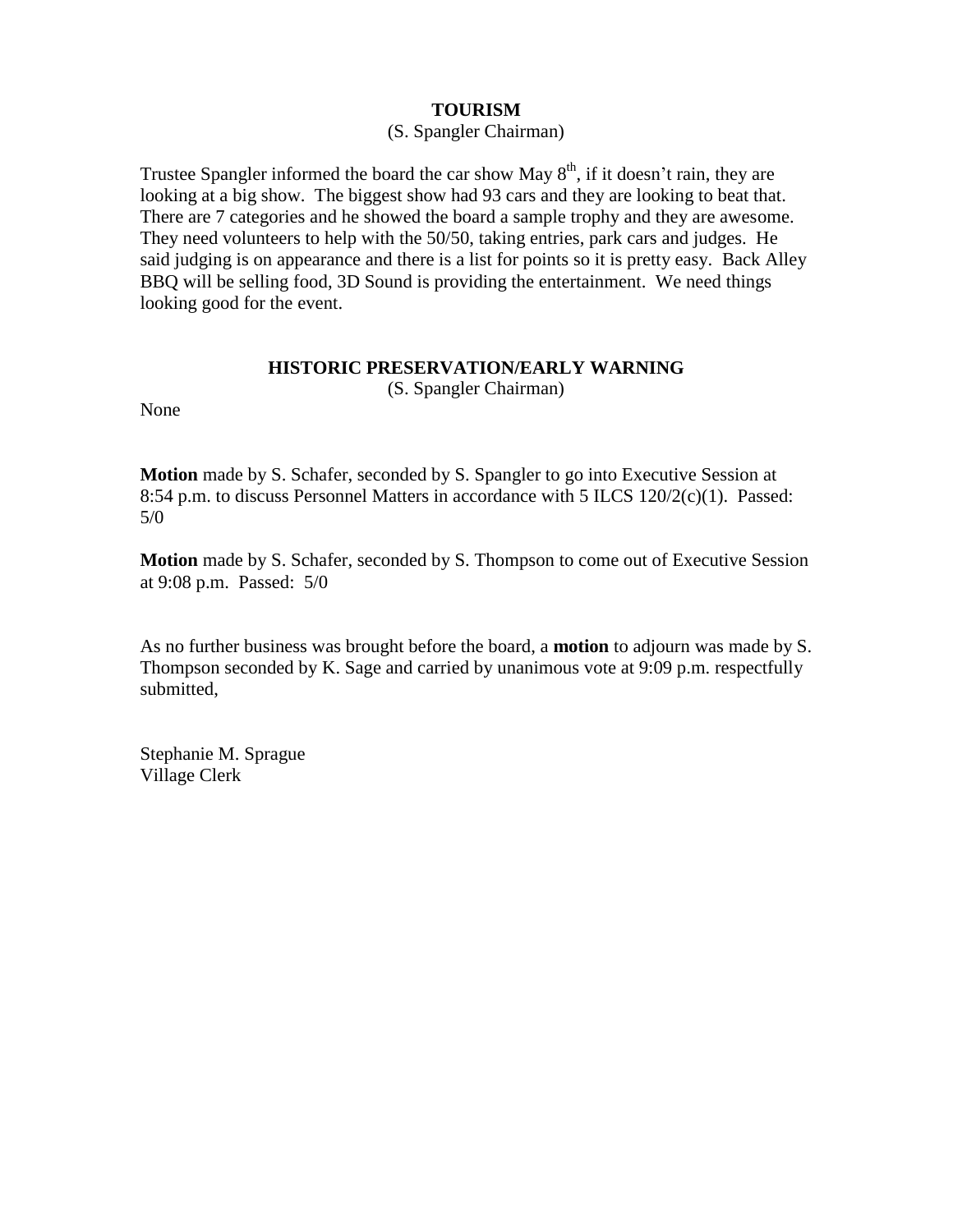## TOURISM

(S. Spangler Chairman)

Trustee Spangler informed the board the car show May 8th, if it doesn't rain, they are looking at a big show. The biggest show had 93 cars and they are looking to beat that. There are 7 categories and he showed the board a sample trophy and they are awesome. They need volunteers to help with the 50/50, taking entries, park cars and judges. He said judging is on appearance and there is a list for points so it is pretty easy. Back Alley BBQ will be selling food, 3D Sound is providing the entertainment. We need things looking good for the event.

## HISTORIC PRESERVATION/EARLY WARNING

(S. Spangler Chairman)

None

**Motion** made by S. Schafer, seconded by S. Spangler to go into Executive Session at 8:54 p.m. to discuss Personnel Matters in accordance with 5 ILCS 120/2(c)(1). Passed: 5/0

**Motion** made by S. Schafer, seconded by S. Thompson to come out of Executive Session at 9:08 p.m. Passed: 5/0

As no further business was brought before the board, a **motion** to adjourn was made by S. Thompson seconded by K. Sage and carried by unanimous vote at 9:09 p.m. respectfully submitted,

Stephanie M. Sprague
Village Clerk